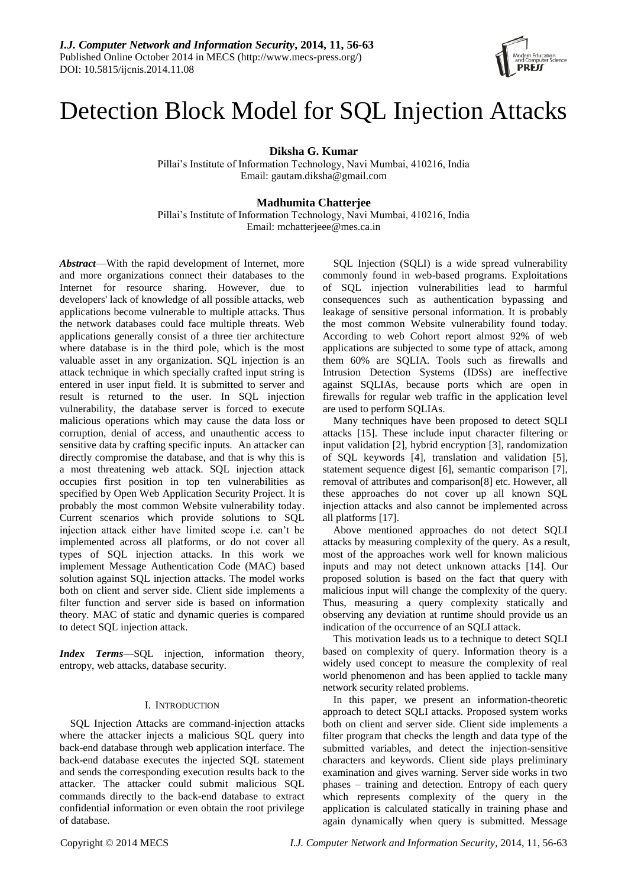# Detection Block Model for SQL Injection Attacks

**Diksha G. Kumar**
Pillai's Institute of Information Technology, Navi Mumbai, 410216, India
Email: gautam.diksha@gmail.com

**Madhumita Chatterjee**
Pillai's Institute of Information Technology, Navi Mumbai, 410216, India
Email: mchatterjeee@mes.ca.in

***Abstract***—With the rapid development of Internet, more and more organizations connect their databases to the Internet for resource sharing. However, due to developers' lack of knowledge of all possible attacks, web applications become vulnerable to multiple attacks. Thus the network databases could face multiple threats. Web applications generally consist of a three tier architecture where database is in the third pole, which is the most valuable asset in any organization. SQL injection is an attack technique in which specially crafted input string is entered in user input field. It is submitted to server and result is returned to the user. In SQL injection vulnerability, the database server is forced to execute malicious operations which may cause the data loss or corruption, denial of access, and unauthentic access to sensitive data by crafting specific inputs. An attacker can directly compromise the database, and that is why this is a most threatening web attack. SQL injection attack occupies first position in top ten vulnerabilities as specified by Open Web Application Security Project. It is probably the most common Website vulnerability today. Current scenarios which provide solutions to SQL injection attack either have limited scope i.e. can't be implemented across all platforms, or do not cover all types of SQL injection attacks. In this work we implement Message Authentication Code (MAC) based solution against SQL injection attacks. The model works both on client and server side. Client side implements a filter function and server side is based on information theory. MAC of static and dynamic queries is compared to detect SQL injection attack.

***Index Terms***—SQL injection, information theory, entropy, web attacks, database security.

## I. Introduction

SQL Injection Attacks are command-injection attacks where the attacker injects a malicious SQL query into back-end database through web application interface. The back-end database executes the injected SQL statement and sends the corresponding execution results back to the attacker. The attacker could submit malicious SQL commands directly to the back-end database to extract confidential information or even obtain the root privilege of database.

SQL Injection (SQLI) is a wide spread vulnerability commonly found in web-based programs. Exploitations of SQL injection vulnerabilities lead to harmful consequences such as authentication bypassing and leakage of sensitive personal information. It is probably the most common Website vulnerability found today. According to web Cohort report almost 92% of web applications are subjected to some type of attack, among them 60% are SQLIA. Tools such as firewalls and Intrusion Detection Systems (IDSs) are ineffective against SQLIAs, because ports which are open in firewalls for regular web traffic in the application level are used to perform SQLIAs.

Many techniques have been proposed to detect SQLI attacks [15]. These include input character filtering or input validation [2], hybrid encryption [3], randomization of SQL keywords [4], translation and validation [5], statement sequence digest [6], semantic comparison [7], removal of attributes and comparison[8] etc. However, all these approaches do not cover up all known SQL injection attacks and also cannot be implemented across all platforms [17].

Above mentioned approaches do not detect SQLI attacks by measuring complexity of the query. As a result, most of the approaches work well for known malicious inputs and may not detect unknown attacks [14]. Our proposed solution is based on the fact that query with malicious input will change the complexity of the query. Thus, measuring a query complexity statically and observing any deviation at runtime should provide us an indication of the occurrence of an SQLI attack.

This motivation leads us to a technique to detect SQLI based on complexity of query. Information theory is a widely used concept to measure the complexity of real world phenomenon and has been applied to tackle many network security related problems.

In this paper, we present an information-theoretic approach to detect SQLI attacks. Proposed system works both on client and server side. Client side implements a filter program that checks the length and data type of the submitted variables, and detect the injection-sensitive characters and keywords. Client side plays preliminary examination and gives warning. Server side works in two phases – training and detection. Entropy of each query which represents complexity of the query in the application is calculated statically in training phase and again dynamically when query is submitted. Message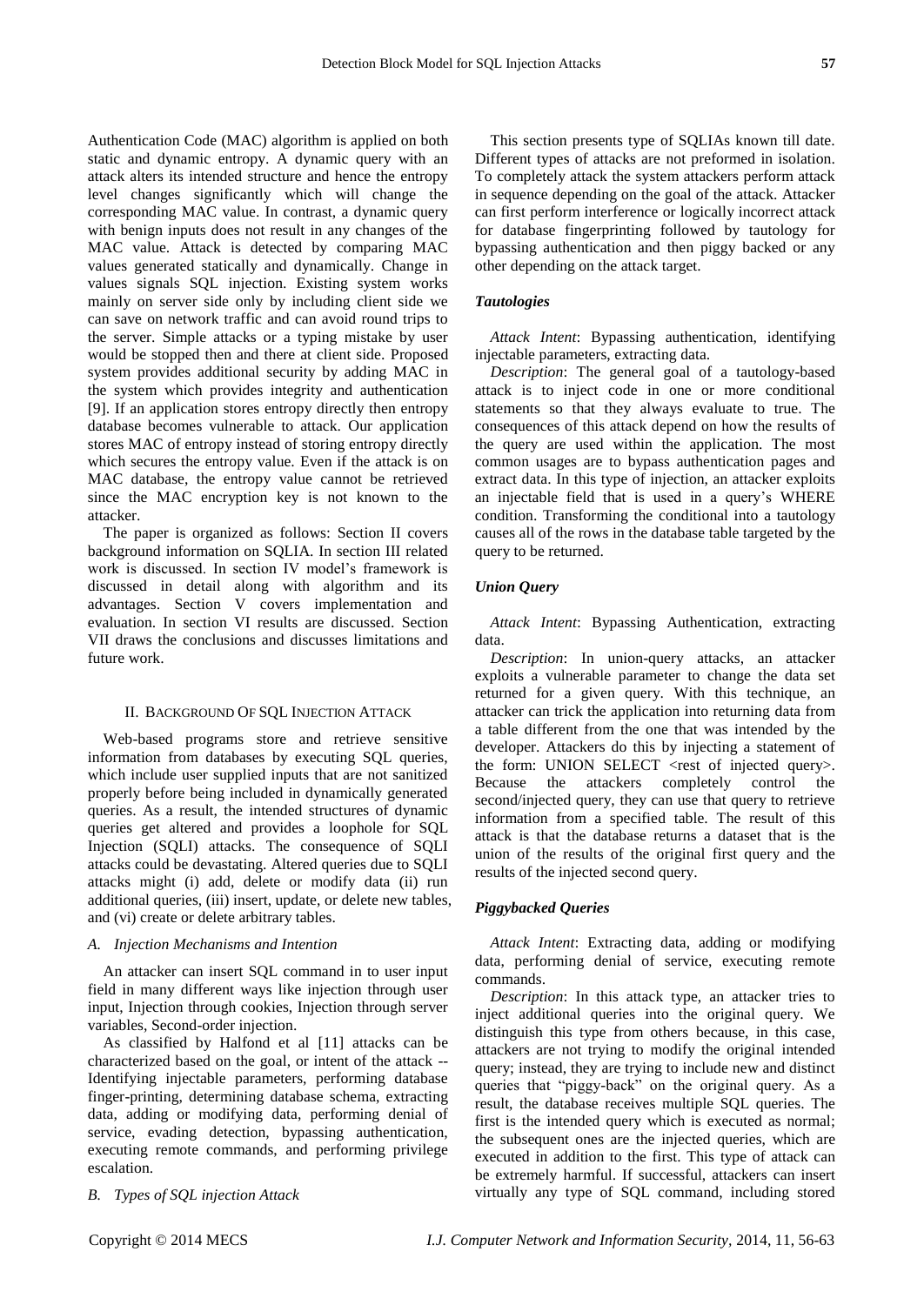Authentication Code (MAC) algorithm is applied on both static and dynamic entropy. A dynamic query with an attack alters its intended structure and hence the entropy level changes significantly which will change the corresponding MAC value. In contrast, a dynamic query with benign inputs does not result in any changes of the MAC value. Attack is detected by comparing MAC values generated statically and dynamically. Change in values signals SQL injection. Existing system works mainly on server side only by including client side we can save on network traffic and can avoid round trips to the server. Simple attacks or a typing mistake by user would be stopped then and there at client side. Proposed system provides additional security by adding MAC in the system which provides integrity and authentication [9]. If an application stores entropy directly then entropy database becomes vulnerable to attack. Our application stores MAC of entropy instead of storing entropy directly which secures the entropy value. Even if the attack is on MAC database, the entropy value cannot be retrieved since the MAC encryption key is not known to the attacker.

The paper is organized as follows: Section II covers background information on SQLIA. In section III related work is discussed. In section IV model's framework is discussed in detail along with algorithm and its advantages. Section V covers implementation and evaluation. In section VI results are discussed. Section VII draws the conclusions and discusses limitations and future work.

## II. Background Of SQL Injection Attack

Web-based programs store and retrieve sensitive information from databases by executing SQL queries, which include user supplied inputs that are not sanitized properly before being included in dynamically generated queries. As a result, the intended structures of dynamic queries get altered and provides a loophole for SQL Injection (SQLI) attacks. The consequence of SQLI attacks could be devastating. Altered queries due to SQLI attacks might (i) add, delete or modify data (ii) run additional queries, (iii) insert, update, or delete new tables, and (vi) create or delete arbitrary tables.

### *A. Injection Mechanisms and Intention*

An attacker can insert SQL command in to user input field in many different ways like injection through user input, Injection through cookies, Injection through server variables, Second-order injection.

As classified by Halfond et al [11] attacks can be characterized based on the goal, or intent of the attack -- Identifying injectable parameters, performing database finger-printing, determining database schema, extracting data, adding or modifying data, performing denial of service, evading detection, bypassing authentication, executing remote commands, and performing privilege escalation.

### *B. Types of SQL injection Attack*

This section presents type of SQLIAs known till date. Different types of attacks are not preformed in isolation. To completely attack the system attackers perform attack in sequence depending on the goal of the attack. Attacker can first perform interference or logically incorrect attack for database fingerprinting followed by tautology for bypassing authentication and then piggy backed or any other depending on the attack target.

#### *Tautologies*

*Attack Intent*: Bypassing authentication, identifying injectable parameters, extracting data.

*Description*: The general goal of a tautology-based attack is to inject code in one or more conditional statements so that they always evaluate to true. The consequences of this attack depend on how the results of the query are used within the application. The most common usages are to bypass authentication pages and extract data. In this type of injection, an attacker exploits an injectable field that is used in a query's WHERE condition. Transforming the conditional into a tautology causes all of the rows in the database table targeted by the query to be returned.

#### *Union Query*

*Attack Intent*: Bypassing Authentication, extracting data.

*Description*: In union-query attacks, an attacker exploits a vulnerable parameter to change the data set returned for a given query. With this technique, an attacker can trick the application into returning data from a table different from the one that was intended by the developer. Attackers do this by injecting a statement of the form: UNION SELECT <rest of injected query>. Because the attackers completely control the second/injected query, they can use that query to retrieve information from a specified table. The result of this attack is that the database returns a dataset that is the union of the results of the original first query and the results of the injected second query.

#### *Piggybacked Queries*

*Attack Intent*: Extracting data, adding or modifying data, performing denial of service, executing remote commands.

*Description*: In this attack type, an attacker tries to inject additional queries into the original query. We distinguish this type from others because, in this case, attackers are not trying to modify the original intended query; instead, they are trying to include new and distinct queries that "piggy-back" on the original query. As a result, the database receives multiple SQL queries. The first is the intended query which is executed as normal; the subsequent ones are the injected queries, which are executed in addition to the first. This type of attack can be extremely harmful. If successful, attackers can insert virtually any type of SQL command, including stored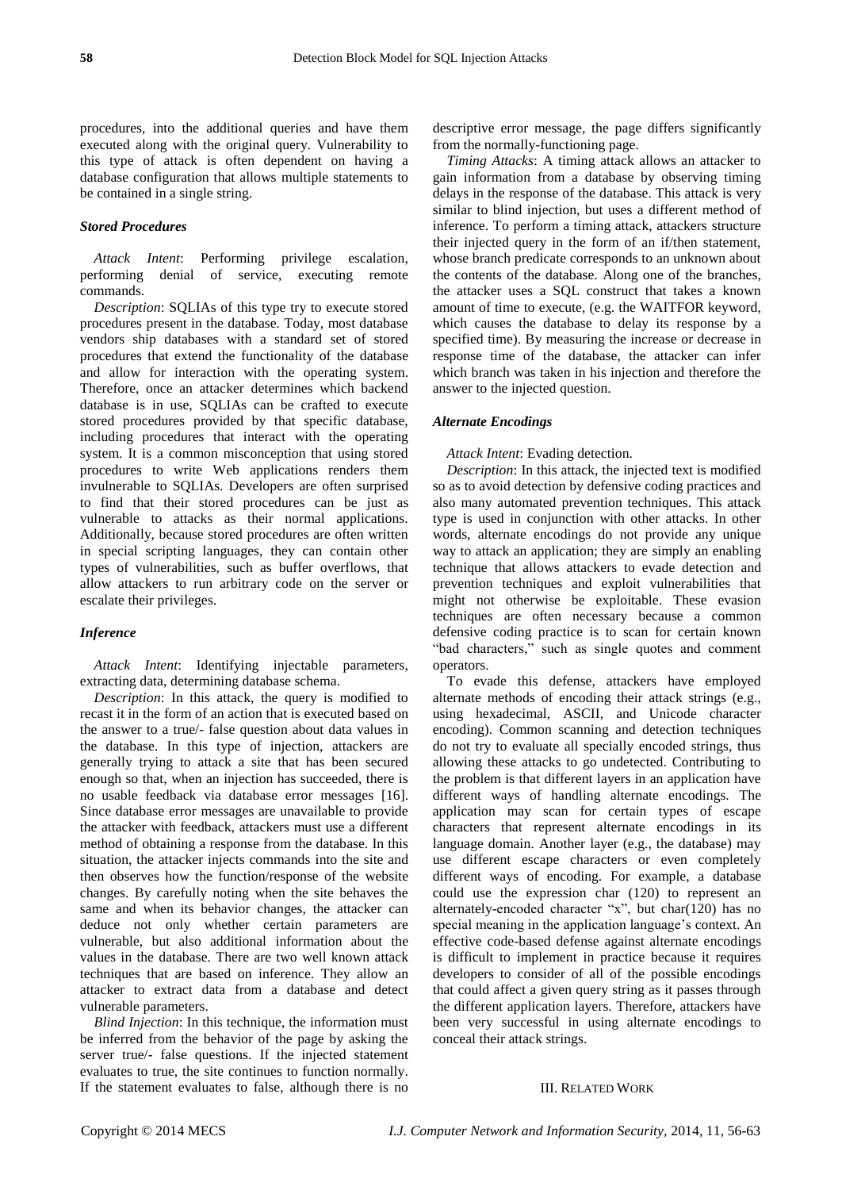procedures, into the additional queries and have them executed along with the original query. Vulnerability to this type of attack is often dependent on having a database configuration that allows multiple statements to be contained in a single string.

### *Stored Procedures*

*Attack Intent*: Performing privilege escalation, performing denial of service, executing remote commands.

*Description*: SQLIAs of this type try to execute stored procedures present in the database. Today, most database vendors ship databases with a standard set of stored procedures that extend the functionality of the database and allow for interaction with the operating system. Therefore, once an attacker determines which backend database is in use, SQLIAs can be crafted to execute stored procedures provided by that specific database, including procedures that interact with the operating system. It is a common misconception that using stored procedures to write Web applications renders them invulnerable to SQLIAs. Developers are often surprised to find that their stored procedures can be just as vulnerable to attacks as their normal applications. Additionally, because stored procedures are often written in special scripting languages, they can contain other types of vulnerabilities, such as buffer overflows, that allow attackers to run arbitrary code on the server or escalate their privileges.

### *Inference*

*Attack Intent*: Identifying injectable parameters, extracting data, determining database schema.

*Description*: In this attack, the query is modified to recast it in the form of an action that is executed based on the answer to a true/- false question about data values in the database. In this type of injection, attackers are generally trying to attack a site that has been secured enough so that, when an injection has succeeded, there is no usable feedback via database error messages [16]. Since database error messages are unavailable to provide the attacker with feedback, attackers must use a different method of obtaining a response from the database. In this situation, the attacker injects commands into the site and then observes how the function/response of the website changes. By carefully noting when the site behaves the same and when its behavior changes, the attacker can deduce not only whether certain parameters are vulnerable, but also additional information about the values in the database. There are two well known attack techniques that are based on inference. They allow an attacker to extract data from a database and detect vulnerable parameters.

*Blind Injection*: In this technique, the information must be inferred from the behavior of the page by asking the server true/- false questions. If the injected statement evaluates to true, the site continues to function normally. If the statement evaluates to false, although there is no descriptive error message, the page differs significantly from the normally-functioning page.

*Timing Attacks*: A timing attack allows an attacker to gain information from a database by observing timing delays in the response of the database. This attack is very similar to blind injection, but uses a different method of inference. To perform a timing attack, attackers structure their injected query in the form of an if/then statement, whose branch predicate corresponds to an unknown about the contents of the database. Along one of the branches, the attacker uses a SQL construct that takes a known amount of time to execute, (e.g. the WAITFOR keyword, which causes the database to delay its response by a specified time). By measuring the increase or decrease in response time of the database, the attacker can infer which branch was taken in his injection and therefore the answer to the injected question.

### *Alternate Encodings*

*Attack Intent*: Evading detection.

*Description*: In this attack, the injected text is modified so as to avoid detection by defensive coding practices and also many automated prevention techniques. This attack type is used in conjunction with other attacks. In other words, alternate encodings do not provide any unique way to attack an application; they are simply an enabling technique that allows attackers to evade detection and prevention techniques and exploit vulnerabilities that might not otherwise be exploitable. These evasion techniques are often necessary because a common defensive coding practice is to scan for certain known "bad characters," such as single quotes and comment operators.

To evade this defense, attackers have employed alternate methods of encoding their attack strings (e.g., using hexadecimal, ASCII, and Unicode character encoding). Common scanning and detection techniques do not try to evaluate all specially encoded strings, thus allowing these attacks to go undetected. Contributing to the problem is that different layers in an application have different ways of handling alternate encodings. The application may scan for certain types of escape characters that represent alternate encodings in its language domain. Another layer (e.g., the database) may use different escape characters or even completely different ways of encoding. For example, a database could use the expression char (120) to represent an alternately-encoded character "x", but char(120) has no special meaning in the application language's context. An effective code-based defense against alternate encodings is difficult to implement in practice because it requires developers to consider of all of the possible encodings that could affect a given query string as it passes through the different application layers. Therefore, attackers have been very successful in using alternate encodings to conceal their attack strings.

## III. Related Work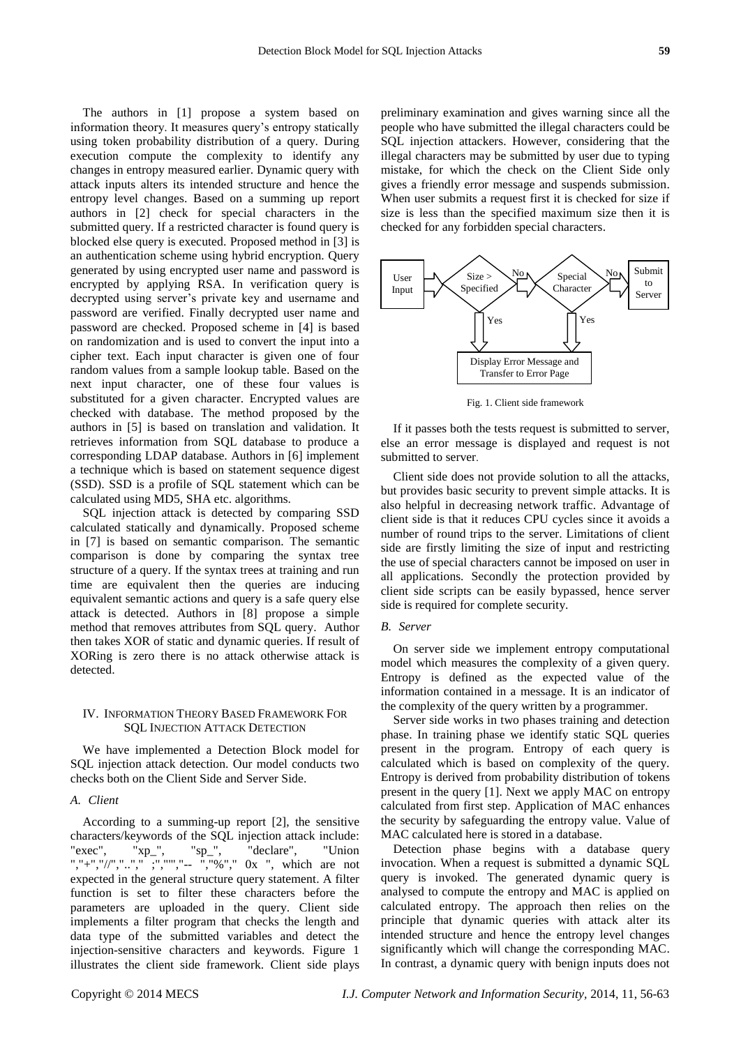The authors in [1] propose a system based on information theory. It measures query's entropy statically using token probability distribution of a query. During execution compute the complexity to identify any changes in entropy measured earlier. Dynamic query with attack inputs alters its intended structure and hence the entropy level changes. Based on a summing up report authors in [2] check for special characters in the submitted query. If a restricted character is found query is blocked else query is executed. Proposed method in [3] is an authentication scheme using hybrid encryption. Query generated by using encrypted user name and password is encrypted by applying RSA. In verification query is decrypted using server's private key and username and password are verified. Finally decrypted user name and password are checked. Proposed scheme in [4] is based on randomization and is used to convert the input into a cipher text. Each input character is given one of four random values from a sample lookup table. Based on the next input character, one of these four values is substituted for a given character. Encrypted values are checked with database. The method proposed by the authors in [5] is based on translation and validation. It retrieves information from SQL database to produce a corresponding LDAP database. Authors in [6] implement a technique which is based on statement sequence digest (SSD). SSD is a profile of SQL statement which can be calculated using MD5, SHA etc. algorithms.

SQL injection attack is detected by comparing SSD calculated statically and dynamically. Proposed scheme in [7] is based on semantic comparison. The semantic comparison is done by comparing the syntax tree structure of a query. If the syntax trees at training and run time are equivalent then the queries are inducing equivalent semantic actions and query is a safe query else attack is detected. Authors in [8] propose a simple method that removes attributes from SQL query. Author then takes XOR of static and dynamic queries. If result of XORing is zero there is no attack otherwise attack is detected.

## IV. Information Theory Based Framework For SQL Injection Attack Detection

We have implemented a Detection Block model for SQL injection attack detection. Our model conducts two checks both on the Client Side and Server Side.

### A. Client

According to a summing-up report [2], the sensitive characters/keywords of the SQL injection attack include: "exec", "xp_", "sp_", "declare", "Union ","+","//","..","  ;","'"","-- ","%"," 0x ", which are not expected in the general structure query statement. A filter function is set to filter these characters before the parameters are uploaded in the query. Client side implements a filter program that checks the length and data type of the submitted variables and detect the injection-sensitive characters and keywords. Figure 1 illustrates the client side framework. Client side plays preliminary examination and gives warning since all the people who have submitted the illegal characters could be SQL injection attackers. However, considering that the illegal characters may be submitted by user due to typing mistake, for which the check on the Client Side only gives a friendly error message and suspends submission. When user submits a request first it is checked for size if size is less than the specified maximum size then it is checked for any forbidden special characters.

User Input → Size > Specified? (No) → Special Character? (No) → Submit to Server; (Yes) → Display Error Message and Transfer to Error Page

Fig. 1. Client side framework

If it passes both the tests request is submitted to server, else an error message is displayed and request is not submitted to server.

Client side does not provide solution to all the attacks, but provides basic security to prevent simple attacks. It is also helpful in decreasing network traffic. Advantage of client side is that it reduces CPU cycles since it avoids a number of round trips to the server. Limitations of client side are firstly limiting the size of input and restricting the use of special characters cannot be imposed on user in all applications. Secondly the protection provided by client side scripts can be easily bypassed, hence server side is required for complete security.

### B. Server

On server side we implement entropy computational model which measures the complexity of a given query. Entropy is defined as the expected value of the information contained in a message. It is an indicator of the complexity of the query written by a programmer.

Server side works in two phases training and detection phase. In training phase we identify static SQL queries present in the program. Entropy of each query is calculated which is based on complexity of the query. Entropy is derived from probability distribution of tokens present in the query [1]. Next we apply MAC on entropy calculated from first step. Application of MAC enhances the security by safeguarding the entropy value. Value of MAC calculated here is stored in a database.

Detection phase begins with a database query invocation. When a request is submitted a dynamic SQL query is invoked. The generated dynamic query is analysed to compute the entropy and MAC is applied on calculated entropy. The approach then relies on the principle that dynamic queries with attack alter its intended structure and hence the entropy level changes significantly which will change the corresponding MAC. In contrast, a dynamic query with benign inputs does not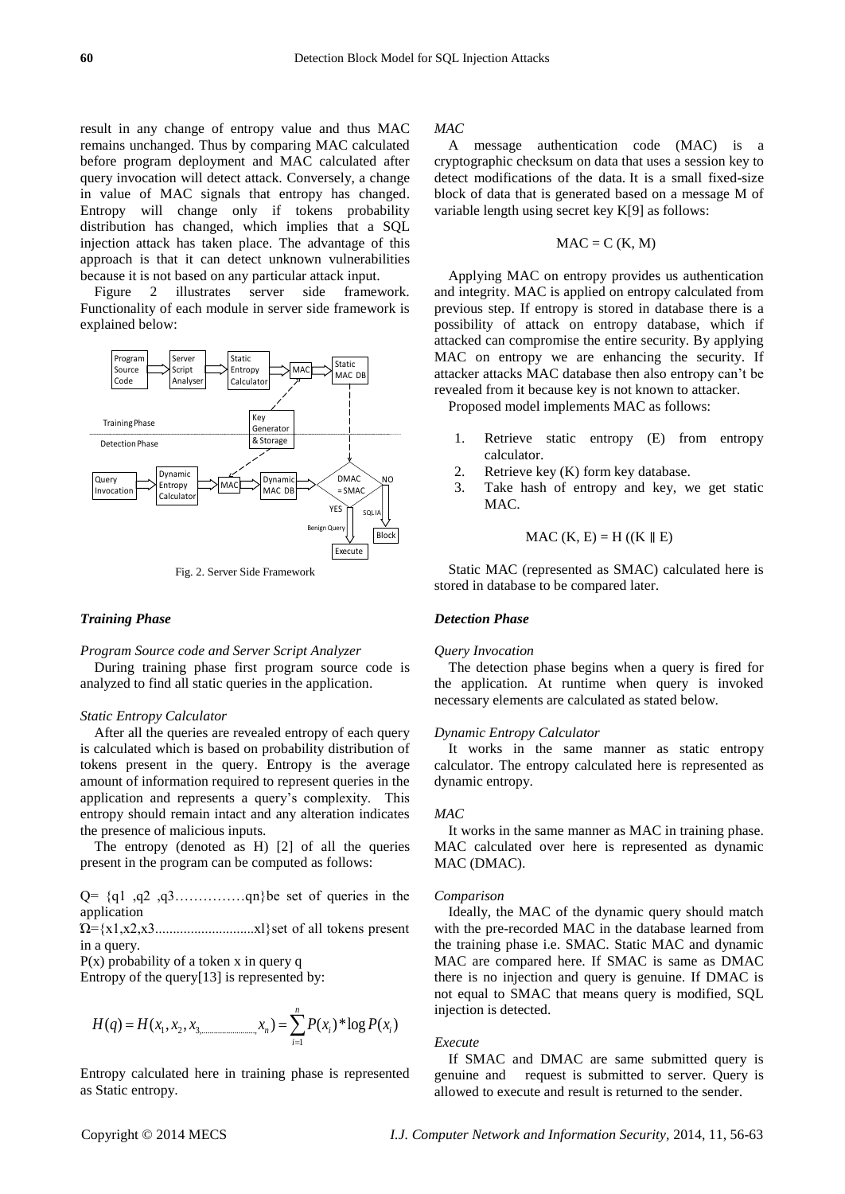result in any change of entropy value and thus MAC remains unchanged. Thus by comparing MAC calculated before program deployment and MAC calculated after query invocation will detect attack. Conversely, a change in value of MAC signals that entropy has changed. Entropy will change only if tokens probability distribution has changed, which implies that a SQL injection attack has taken place. The advantage of this approach is that it can detect unknown vulnerabilities because it is not based on any particular attack input.

Figure 2 illustrates server side framework. Functionality of each module in server side framework is explained below:

Fig. 2. Server Side Framework

### *Training Phase*

*Program Source code and Server Script Analyzer*

During training phase first program source code is analyzed to find all static queries in the application.

*Static Entropy Calculator*

After all the queries are revealed entropy of each query is calculated which is based on probability distribution of tokens present in the query. Entropy is the average amount of information required to represent queries in the application and represents a query's complexity. This entropy should remain intact and any alteration indicates the presence of malicious inputs.

The entropy (denoted as H) [2] of all the queries present in the program can be computed as follows:

Q= {q1 ,q2 ,q3……………qn}be set of queries in the application

Ω={x1,x2,x3............................xl}set of all tokens present in a query.

P(x) probability of a token x in query q

Entropy of the query[13] is represented by:

$$H(q) = H(x_1, x_2, x_3, \ldots, x_n) = \sum_{i=1}^{n} P(x_i) * \log P(x_i)$$

Entropy calculated here in training phase is represented as Static entropy.

*MAC*

A message authentication code (MAC) is a cryptographic checksum on data that uses a session key to detect modifications of the data. It is a small fixed-size block of data that is generated based on a message M of variable length using secret key K[9] as follows:

$$MAC = C(K, M)$$

Applying MAC on entropy provides us authentication and integrity. MAC is applied on entropy calculated from previous step. If entropy is stored in database there is a possibility of attack on entropy database, which if attacked can compromise the entire security. By applying MAC on entropy we are enhancing the security. If attacker attacks MAC database then also entropy can't be revealed from it because key is not known to attacker.

Proposed model implements MAC as follows:

1. Retrieve static entropy (E) from entropy calculator.
2. Retrieve key (K) form key database.
3. Take hash of entropy and key, we get static MAC.

$$MAC(K, E) = H((K \parallel E)$$

Static MAC (represented as SMAC) calculated here is stored in database to be compared later.

### *Detection Phase*

*Query Invocation*

The detection phase begins when a query is fired for the application. At runtime when query is invoked necessary elements are calculated as stated below.

*Dynamic Entropy Calculator*

It works in the same manner as static entropy calculator. The entropy calculated here is represented as dynamic entropy.

*MAC*

It works in the same manner as MAC in training phase. MAC calculated over here is represented as dynamic MAC (DMAC).

*Comparison*

Ideally, the MAC of the dynamic query should match with the pre-recorded MAC in the database learned from the training phase i.e. SMAC. Static MAC and dynamic MAC are compared here. If SMAC is same as DMAC there is no injection and query is genuine. If DMAC is not equal to SMAC that means query is modified, SQL injection is detected.

*Execute*

If SMAC and DMAC are same submitted query is genuine and request is submitted to server. Query is allowed to execute and result is returned to the sender.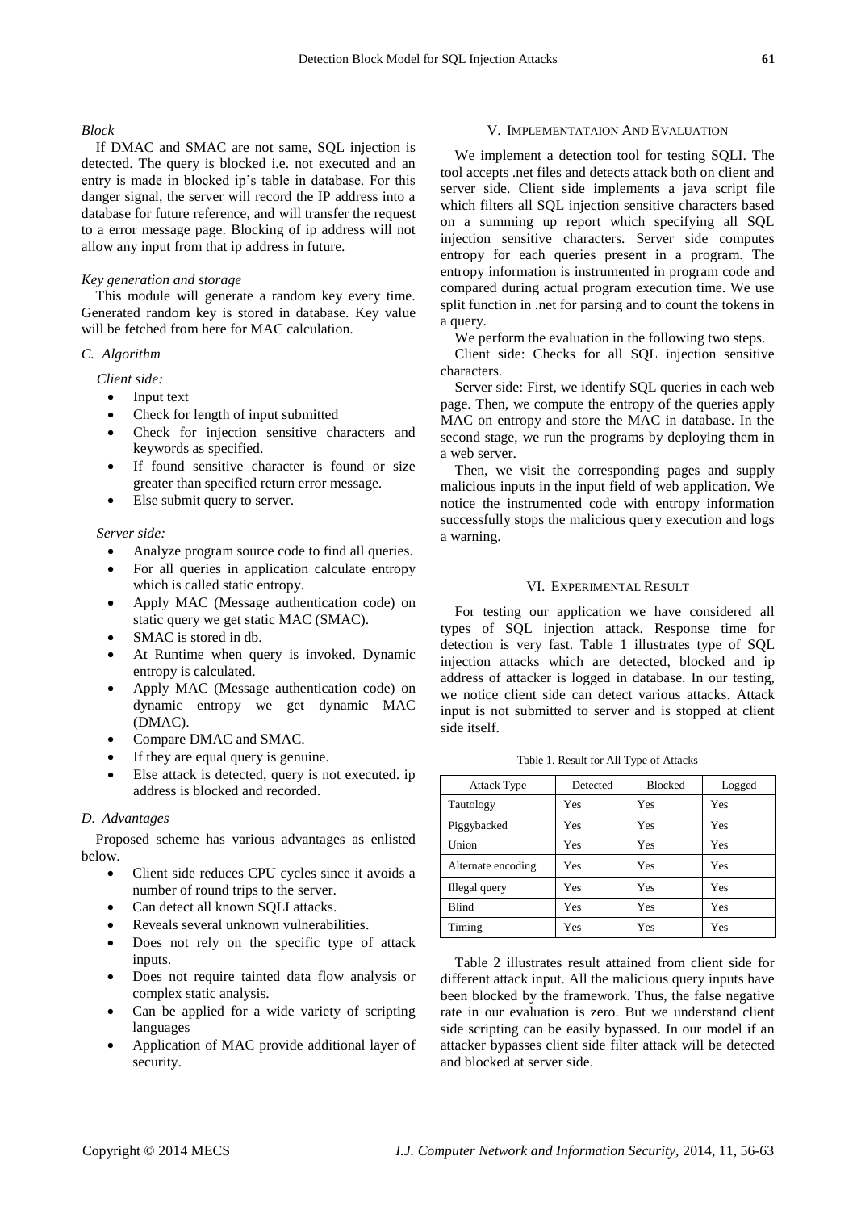*Block*

If DMAC and SMAC are not same, SQL injection is detected. The query is blocked i.e. not executed and an entry is made in blocked ip's table in database. For this danger signal, the server will record the IP address into a database for future reference, and will transfer the request to a error message page. Blocking of ip address will not allow any input from that ip address in future.

*Key generation and storage*

This module will generate a random key every time. Generated random key is stored in database. Key value will be fetched from here for MAC calculation.

### *C. Algorithm*

*Client side:*

- Input text
- Check for length of input submitted
- Check for injection sensitive characters and keywords as specified.
- If found sensitive character is found or size greater than specified return error message.
- Else submit query to server.

*Server side:*

- Analyze program source code to find all queries.
- For all queries in application calculate entropy which is called static entropy.
- Apply MAC (Message authentication code) on static query we get static MAC (SMAC).
- SMAC is stored in db.
- At Runtime when query is invoked. Dynamic entropy is calculated.
- Apply MAC (Message authentication code) on dynamic entropy we get dynamic MAC (DMAC).
- Compare DMAC and SMAC.
- If they are equal query is genuine.
- Else attack is detected, query is not executed. ip address is blocked and recorded.

### *D. Advantages*

Proposed scheme has various advantages as enlisted below.

- Client side reduces CPU cycles since it avoids a number of round trips to the server.
- Can detect all known SQLI attacks.
- Reveals several unknown vulnerabilities.
- Does not rely on the specific type of attack inputs.
- Does not require tainted data flow analysis or complex static analysis.
- Can be applied for a wide variety of scripting languages
- Application of MAC provide additional layer of security.

## V. Implementataion And Evaluation

We implement a detection tool for testing SQLI. The tool accepts .net files and detects attack both on client and server side. Client side implements a java script file which filters all SQL injection sensitive characters based on a summing up report which specifying all SQL injection sensitive characters. Server side computes entropy for each queries present in a program. The entropy information is instrumented in program code and compared during actual program execution time. We use split function in .net for parsing and to count the tokens in a query.

We perform the evaluation in the following two steps.

Client side: Checks for all SQL injection sensitive characters.

Server side: First, we identify SQL queries in each web page. Then, we compute the entropy of the queries apply MAC on entropy and store the MAC in database. In the second stage, we run the programs by deploying them in a web server.

Then, we visit the corresponding pages and supply malicious inputs in the input field of web application. We notice the instrumented code with entropy information successfully stops the malicious query execution and logs a warning.

## VI. Experimental Result

For testing our application we have considered all types of SQL injection attack. Response time for detection is very fast. Table 1 illustrates type of SQL injection attacks which are detected, blocked and ip address of attacker is logged in database. In our testing, we notice client side can detect various attacks. Attack input is not submitted to server and is stopped at client side itself.

Table 1. Result for All Type of Attacks

| Attack Type | Detected | Blocked | Logged |
|---|---|---|---|
| Tautology | Yes | Yes | Yes |
| Piggybacked | Yes | Yes | Yes |
| Union | Yes | Yes | Yes |
| Alternate encoding | Yes | Yes | Yes |
| Illegal query | Yes | Yes | Yes |
| Blind | Yes | Yes | Yes |
| Timing | Yes | Yes | Yes |

Table 2 illustrates result attained from client side for different attack input. All the malicious query inputs have been blocked by the framework. Thus, the false negative rate in our evaluation is zero. But we understand client side scripting can be easily bypassed. In our model if an attacker bypasses client side filter attack will be detected and blocked at server side.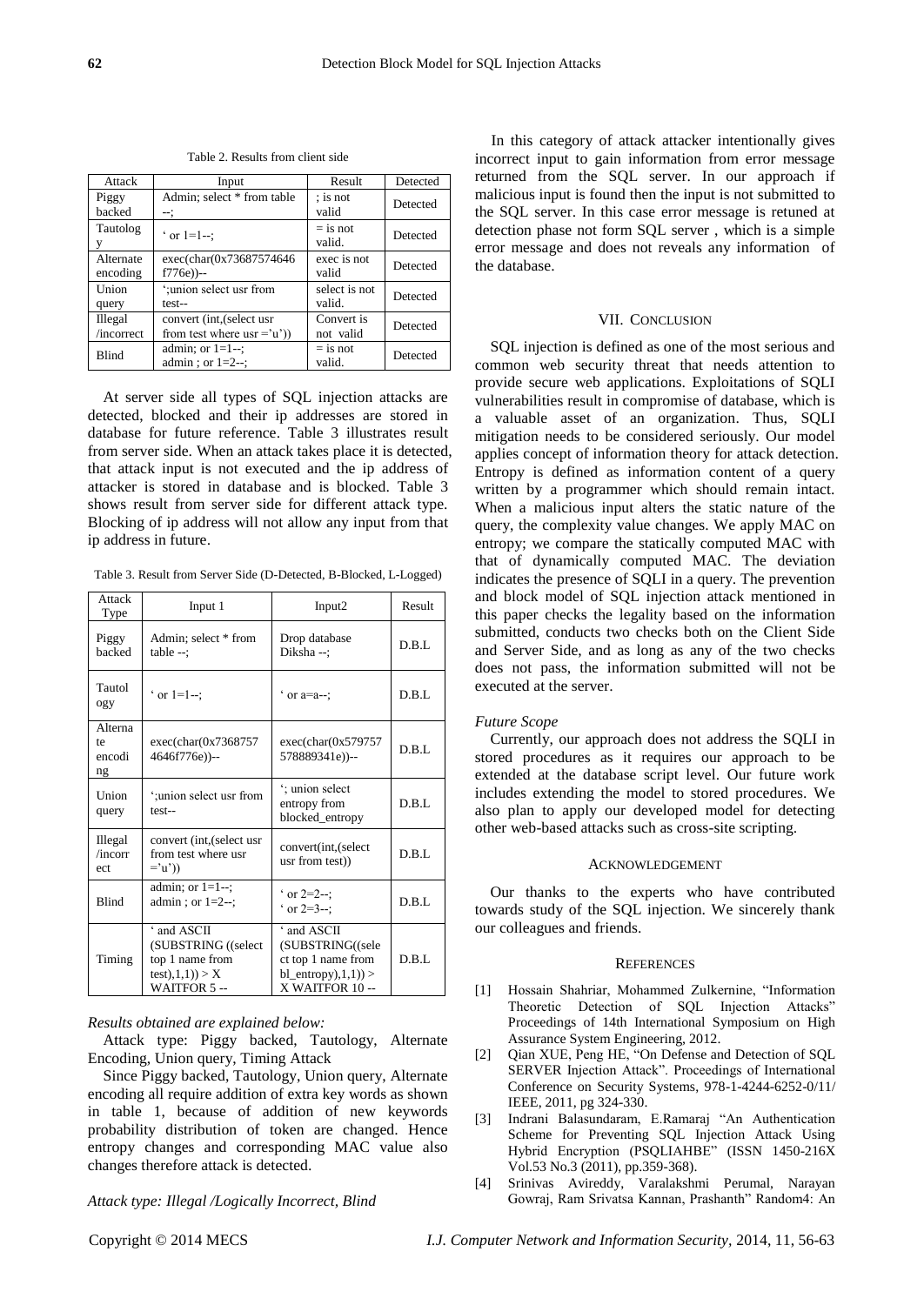Table 2. Results from client side

| Attack | Input | Result | Detected |
|---|---|---|---|
| Piggy backed | Admin; select * from table --; | ; is not valid | Detected |
| Tautology | ' or 1=1--; | = is not valid. | Detected |
| Alternate encoding | exec(char(0x73687574646 f776e))-- | exec is not valid | Detected |
| Union query | ';union select usr from test-- | select is not valid. | Detected |
| Illegal /incorrect | convert (int,(select usr from test where usr ='u')) | Convert is not valid | Detected |
| Blind | admin; or 1=1--; admin ; or 1=2--; | = is not valid. | Detected |

At server side all types of SQL injection attacks are detected, blocked and their ip addresses are stored in database for future reference. Table 3 illustrates result from server side. When an attack takes place it is detected, that attack input is not executed and the ip address of attacker is stored in database and is blocked. Table 3 shows result from server side for different attack type. Blocking of ip address will not allow any input from that ip address in future.

Table 3. Result from Server Side (D-Detected, B-Blocked, L-Logged)

| Attack Type | Input 1 | Input2 | Result |
|---|---|---|---|
| Piggy backed | Admin; select * from table --; | Drop database Diksha --; | D.B.L |
| Tautology | ' or 1=1--; | ' or a=a--; | D.B.L |
| Alternate encoding | exec(char(0x73687574646f776e))-- | exec(char(0x579757578889341e))-- | D.B.L |
| Union query | ';union select usr from test-- | '; union select entropy from blocked_entropy | D.B.L |
| Illegal /incorrect | convert (int,(select usr from test where usr ='u')) | convert(int,(select usr from test)) | D.B.L |
| Blind | admin; or 1=1--; admin ; or 1=2--; | ' or 2=2--; ' or 2=3--; | D.B.L |
| Timing | ' and ASCII (SUBSTRING ((select top 1 name from test),1,1)) > X WAITFOR 5 -- | ' and ASCII (SUBSTRING((select top 1 name from bl_entropy),1,1)) > X WAITFOR 10 -- | D.B.L |

*Results obtained are explained below:*

Attack type: Piggy backed, Tautology, Alternate Encoding, Union query, Timing Attack

Since Piggy backed, Tautology, Union query, Alternate encoding all require addition of extra key words as shown in table 1, because of addition of new keywords probability distribution of token are changed. Hence entropy changes and corresponding MAC value also changes therefore attack is detected.

*Attack type: Illegal /Logically Incorrect, Blind*

In this category of attack attacker intentionally gives incorrect input to gain information from error message returned from the SQL server. In our approach if malicious input is found then the input is not submitted to the SQL server. In this case error message is retuned at detection phase not form SQL server , which is a simple error message and does not reveals any information of the database.

## VII. Conclusion

SQL injection is defined as one of the most serious and common web security threat that needs attention to provide secure web applications. Exploitations of SQLI vulnerabilities result in compromise of database, which is a valuable asset of an organization. Thus, SQLI mitigation needs to be considered seriously. Our model applies concept of information theory for attack detection. Entropy is defined as information content of a query written by a programmer which should remain intact. When a malicious input alters the static nature of the query, the complexity value changes. We apply MAC on entropy; we compare the statically computed MAC with that of dynamically computed MAC. The deviation indicates the presence of SQLI in a query. The prevention and block model of SQL injection attack mentioned in this paper checks the legality based on the information submitted, conducts two checks both on the Client Side and Server Side, and as long as any of the two checks does not pass, the information submitted will not be executed at the server.

*Future Scope*

Currently, our approach does not address the SQLI in stored procedures as it requires our approach to be extended at the database script level. Our future work includes extending the model to stored procedures. We also plan to apply our developed model for detecting other web-based attacks such as cross-site scripting.

## Acknowledgement

Our thanks to the experts who have contributed towards study of the SQL injection. We sincerely thank our colleagues and friends.

## References

[1] Hossain Shahriar, Mohammed Zulkernine, "Information Theoretic Detection of SQL Injection Attacks" Proceedings of 14th International Symposium on High Assurance System Engineering, 2012.

[2] Qian XUE, Peng HE, "On Defense and Detection of SQL SERVER Injection Attack". Proceedings of International Conference on Security Systems, 978-1-4244-6252-0/11/ IEEE, 2011, pg 324-330.

[3] Indrani Balasundaram, E.Ramaraj "An Authentication Scheme for Preventing SQL Injection Attack Using Hybrid Encryption (PSQLIAHBE" (ISSN 1450-216X Vol.53 No.3 (2011), pp.359-368).

[4] Srinivas Avireddy, Varalakshmi Perumal, Narayan Gowraj, Ram Srivatsa Kannan, Prashanth" Random4: An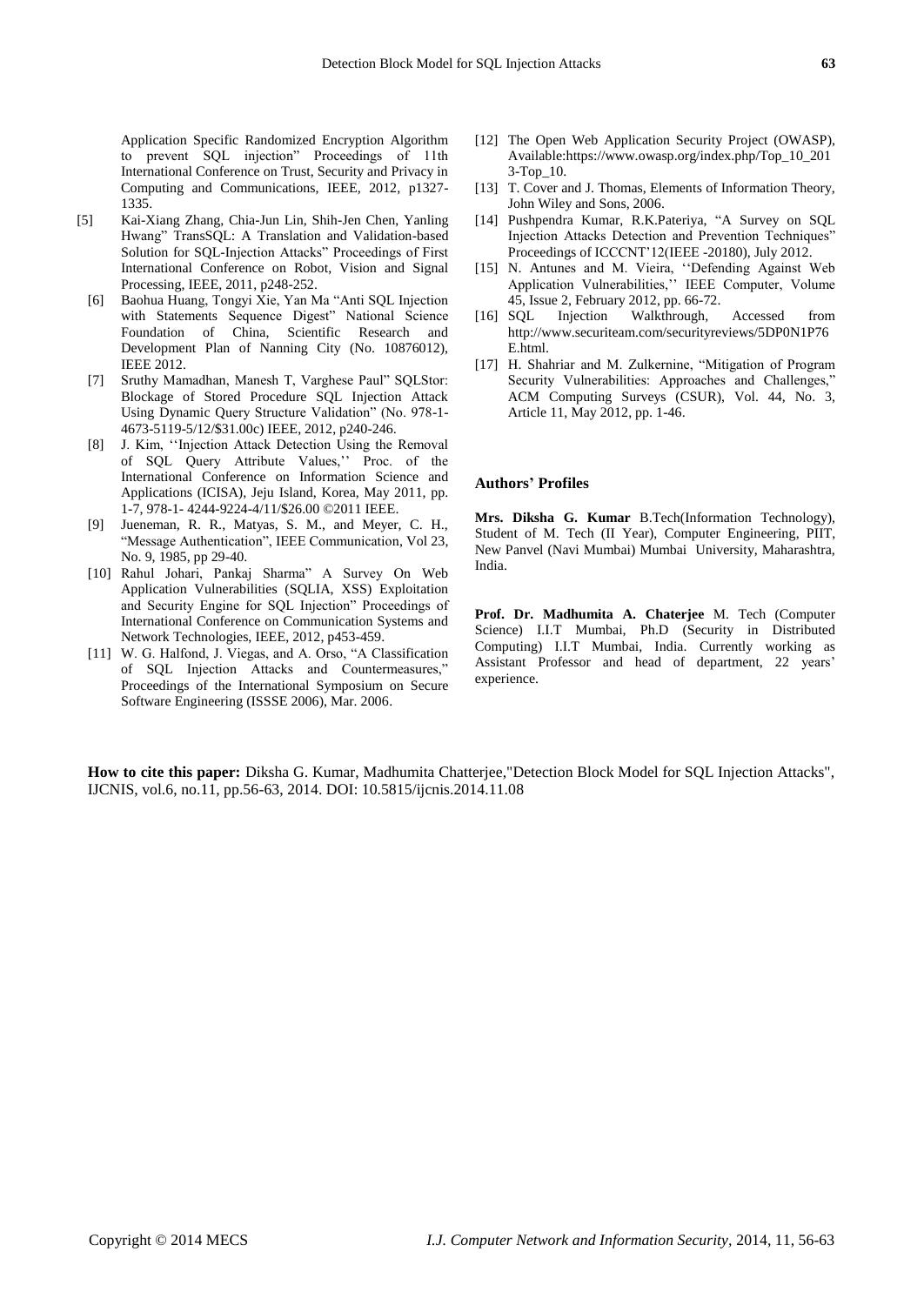Application Specific Randomized Encryption Algorithm to prevent SQL injection" Proceedings of 11th International Conference on Trust, Security and Privacy in Computing and Communications, IEEE, 2012, p1327-1335.

[5] Kai-Xiang Zhang, Chia-Jun Lin, Shih-Jen Chen, Yanling Hwang" TransSQL: A Translation and Validation-based Solution for SQL-Injection Attacks" Proceedings of First International Conference on Robot, Vision and Signal Processing, IEEE, 2011, p248-252.

[6] Baohua Huang, Tongyi Xie, Yan Ma "Anti SQL Injection with Statements Sequence Digest" National Science Foundation of China, Scientific Research and Development Plan of Nanning City (No. 10876012), IEEE 2012.

[7] Sruthy Mamadhan, Manesh T, Varghese Paul" SQLStor: Blockage of Stored Procedure SQL Injection Attack Using Dynamic Query Structure Validation" (No. 978-1-4673-5119-5/12/$31.00c) IEEE, 2012, p240-246.

[8] J. Kim, ''Injection Attack Detection Using the Removal of SQL Query Attribute Values,'' Proc. of the International Conference on Information Science and Applications (ICISA), Jeju Island, Korea, May 2011, pp. 1-7, 978-1- 4244-9224-4/11/$26.00 ©2011 IEEE.

[9] Jueneman, R. R., Matyas, S. M., and Meyer, C. H., "Message Authentication", IEEE Communication, Vol 23, No. 9, 1985, pp 29-40.

[10] Rahul Johari, Pankaj Sharma" A Survey On Web Application Vulnerabilities (SQLIA, XSS) Exploitation and Security Engine for SQL Injection" Proceedings of International Conference on Communication Systems and Network Technologies, IEEE, 2012, p453-459.

[11] W. G. Halfond, J. Viegas, and A. Orso, "A Classification of SQL Injection Attacks and Countermeasures," Proceedings of the International Symposium on Secure Software Engineering (ISSSE 2006), Mar. 2006.

[12] The Open Web Application Security Project (OWASP), Available:https://www.owasp.org/index.php/Top_10_2013-Top_10.

[13] T. Cover and J. Thomas, Elements of Information Theory, John Wiley and Sons, 2006.

[14] Pushpendra Kumar, R.K.Pateriya, "A Survey on SQL Injection Attacks Detection and Prevention Techniques" Proceedings of ICCCNT'12(IEEE -20180), July 2012.

[15] N. Antunes and M. Vieira, ''Defending Against Web Application Vulnerabilities,'' IEEE Computer, Volume 45, Issue 2, February 2012, pp. 66-72.

[16] SQL Injection Walkthrough, Accessed from http://www.securiteam.com/securityreviews/5DP0N1P76E.html.

[17] H. Shahriar and M. Zulkernine, "Mitigation of Program Security Vulnerabilities: Approaches and Challenges," ACM Computing Surveys (CSUR), Vol. 44, No. 3, Article 11, May 2012, pp. 1-46.

## Authors' Profiles

**Mrs. Diksha G. Kumar** B.Tech(Information Technology), Student of M. Tech (II Year), Computer Engineering, PIIT, New Panvel (Navi Mumbai) Mumbai University, Maharashtra, India.

**Prof. Dr. Madhumita A. Chaterjee** M. Tech (Computer Science) I.I.T Mumbai, Ph.D (Security in Distributed Computing) I.I.T Mumbai, India. Currently working as Assistant Professor and head of department, 22 years' experience.

**How to cite this paper:** Diksha G. Kumar, Madhumita Chatterjee,"Detection Block Model for SQL Injection Attacks", IJCNIS, vol.6, no.11, pp.56-63, 2014. DOI: 10.5815/ijcnis.2014.11.08